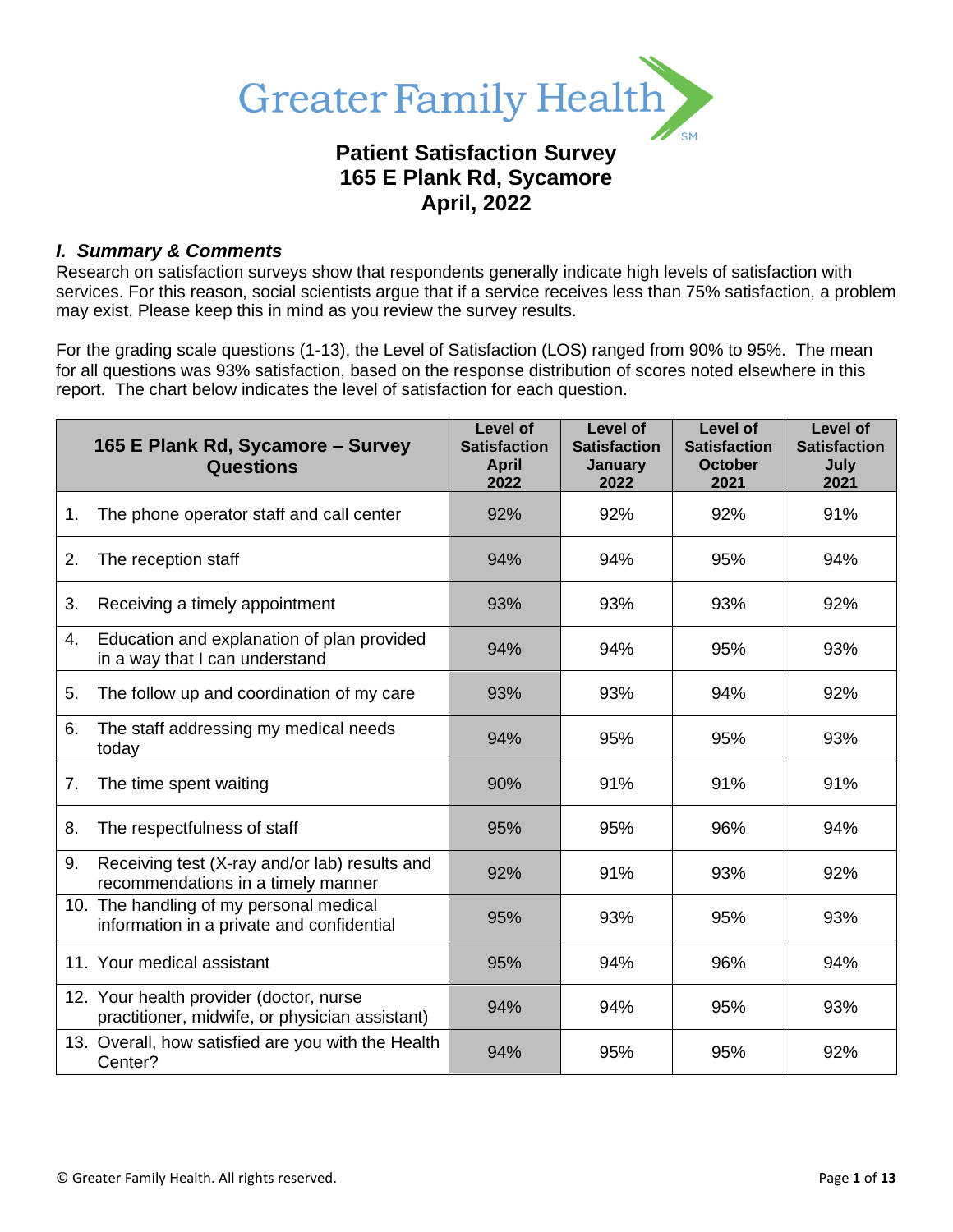Greater Family Health[SM]

# Patient Satisfaction Survey
# 165 E Plank Rd, Sycamore
# April, 2022

## *I. Summary & Comments*

Research on satisfaction surveys show that respondents generally indicate high levels of satisfaction with services. For this reason, social scientists argue that if a service receives less than 75% satisfaction, a problem may exist. Please keep this in mind as you review the survey results.

For the grading scale questions (1-13), the Level of Satisfaction (LOS) ranged from 90% to 95%. The mean for all questions was 93% satisfaction, based on the response distribution of scores noted elsewhere in this report. The chart below indicates the level of satisfaction for each question.

| 165 E Plank Rd, Sycamore – Survey Questions | Level of Satisfaction April 2022 | Level of Satisfaction January 2022 | Level of Satisfaction October 2021 | Level of Satisfaction July 2021 |
|---|---|---|---|---|
| 1. The phone operator staff and call center | 92% | 92% | 92% | 91% |
| 2. The reception staff | 94% | 94% | 95% | 94% |
| 3. Receiving a timely appointment | 93% | 93% | 93% | 92% |
| 4. Education and explanation of plan provided in a way that I can understand | 94% | 94% | 95% | 93% |
| 5. The follow up and coordination of my care | 93% | 93% | 94% | 92% |
| 6. The staff addressing my medical needs today | 94% | 95% | 95% | 93% |
| 7. The time spent waiting | 90% | 91% | 91% | 91% |
| 8. The respectfulness of staff | 95% | 95% | 96% | 94% |
| 9. Receiving test (X-ray and/or lab) results and recommendations in a timely manner | 92% | 91% | 93% | 92% |
| 10. The handling of my personal medical information in a private and confidential | 95% | 93% | 95% | 93% |
| 11. Your medical assistant | 95% | 94% | 96% | 94% |
| 12. Your health provider (doctor, nurse practitioner, midwife, or physician assistant) | 94% | 94% | 95% | 93% |
| 13. Overall, how satisfied are you with the Health Center? | 94% | 95% | 95% | 92% |

© Greater Family Health. All rights reserved.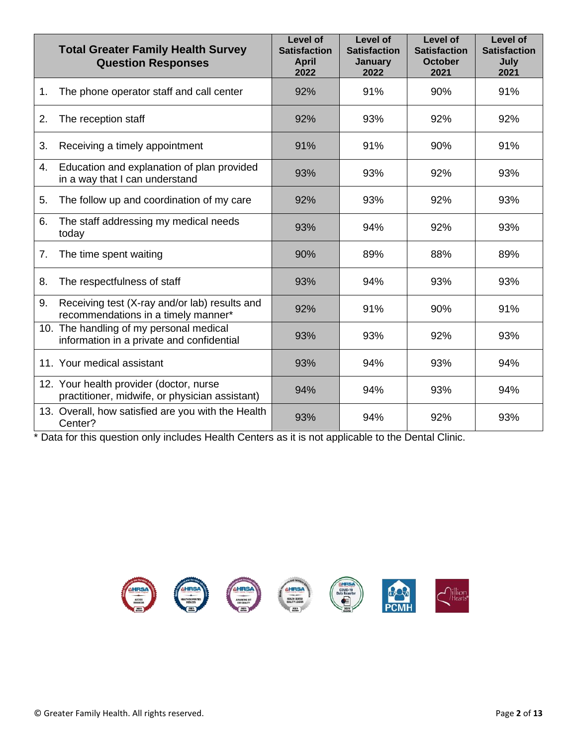| Total Greater Family Health Survey Question Responses | Level of Satisfaction April 2022 | Level of Satisfaction January 2022 | Level of Satisfaction October 2021 | Level of Satisfaction July 2021 |
|---|---|---|---|---|
| 1. The phone operator staff and call center | 92% | 91% | 90% | 91% |
| 2. The reception staff | 92% | 93% | 92% | 92% |
| 3. Receiving a timely appointment | 91% | 91% | 90% | 91% |
| 4. Education and explanation of plan provided in a way that I can understand | 93% | 93% | 92% | 93% |
| 5. The follow up and coordination of my care | 92% | 93% | 92% | 93% |
| 6. The staff addressing my medical needs today | 93% | 94% | 92% | 93% |
| 7. The time spent waiting | 90% | 89% | 88% | 89% |
| 8. The respectfulness of staff | 93% | 94% | 93% | 93% |
| 9. Receiving test (X-ray and/or lab) results and recommendations in a timely manner* | 92% | 91% | 90% | 91% |
| 10. The handling of my personal medical information in a private and confidential | 93% | 93% | 92% | 93% |
| 11. Your medical assistant | 93% | 94% | 93% | 94% |
| 12. Your health provider (doctor, nurse practitioner, midwife, or physician assistant) | 94% | 94% | 93% | 94% |
| 13. Overall, how satisfied are you with the Health Center? | 93% | 94% | 92% | 93% |

* Data for this question only includes Health Centers as it is not applicable to the Dental Clinic.

© Greater Family Health. All rights reserved.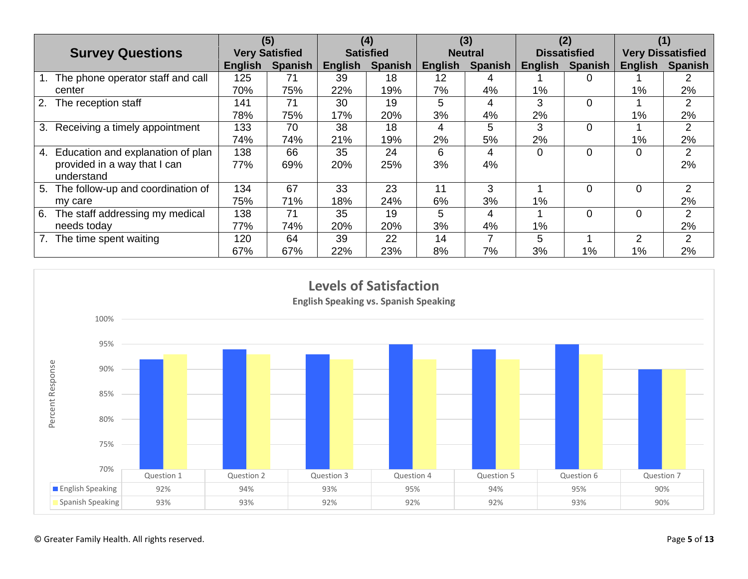| Survey Questions | (5) Very Satisfied | | (4) Satisfied | | (3) Neutral | | (2) Dissatisfied | | (1) Very Dissatisfied | |
|---|---|---|---|---|---|---|---|---|---|---|
| | English | Spanish | English | Spanish | English | Spanish | English | Spanish | English | Spanish |
| 1. The phone operator staff and call center | 125<br>70% | 71<br>75% | 39<br>22% | 18<br>19% | 12<br>7% | 4<br>4% | 1<br>1% | 0 | 1<br>1% | 2<br>2% |
| 2. The reception staff | 141<br>78% | 71<br>75% | 30<br>17% | 19<br>20% | 5<br>3% | 4<br>4% | 3<br>2% | 0 | 1<br>1% | 2<br>2% |
| 3. Receiving a timely appointment | 133<br>74% | 70<br>74% | 38<br>21% | 18<br>19% | 4<br>2% | 5<br>5% | 3<br>2% | 0 | 1<br>1% | 2<br>2% |
| 4. Education and explanation of plan provided in a way that I can understand | 138<br>77% | 66<br>69% | 35<br>20% | 24<br>25% | 6<br>3% | 4<br>4% | 0 | 0 | 0 | 2<br>2% |
| 5. The follow-up and coordination of my care | 134<br>75% | 67<br>71% | 33<br>18% | 23<br>24% | 11<br>6% | 3<br>3% | 1<br>1% | 0 | 0 | 2<br>2% |
| 6. The staff addressing my medical needs today | 138<br>77% | 71<br>74% | 35<br>20% | 19<br>20% | 5<br>3% | 4<br>4% | 1<br>1% | 0 | 0 | 2<br>2% |
| 7. The time spent waiting | 120<br>67% | 64<br>67% | 39<br>22% | 22<br>23% | 14<br>8% | 7<br>7% | 5<br>3% | 1<br>1% | 2<br>1% | 2<br>2% |

**Levels of Satisfaction**

English Speaking vs. Spanish Speaking

| | Question 1 | Question 2 | Question 3 | Question 4 | Question 5 | Question 6 | Question 7 |
|---|---|---|---|---|---|---|---|
| English Speaking | 92% | 94% | 93% | 95% | 94% | 95% | 90% |
| Spanish Speaking | 93% | 93% | 92% | 92% | 92% | 93% | 90% |

© Greater Family Health. All rights reserved.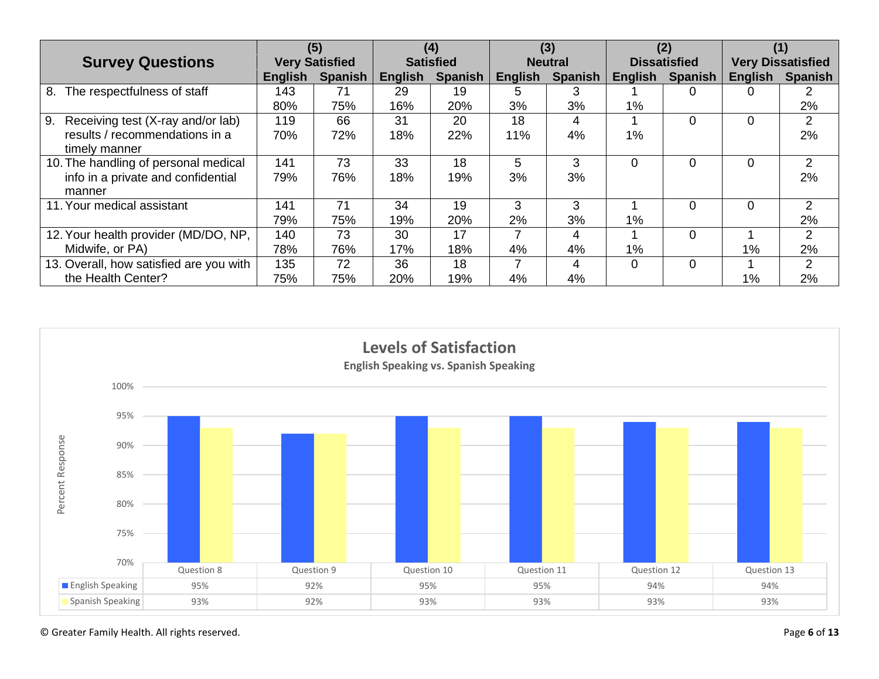| Survey Questions | (5) Very Satisfied | | (4) Satisfied | | (3) Neutral | | (2) Dissatisfied | | (1) Very Dissatisfied | |
|---|---|---|---|---|---|---|---|---|---|---|
| | English | Spanish | English | Spanish | English | Spanish | English | Spanish | English | Spanish |
| 8. The respectfulness of staff | 143<br>80% | 71<br>75% | 29<br>16% | 19<br>20% | 5<br>3% | 3<br>3% | 1<br>1% | 0 | 0 | 2<br>2% |
| 9. Receiving test (X-ray and/or lab) results / recommendations in a timely manner | 119<br>70% | 66<br>72% | 31<br>18% | 20<br>22% | 18<br>11% | 4<br>4% | 1<br>1% | 0 | 0 | 2<br>2% |
| 10. The handling of personal medical info in a private and confidential manner | 141<br>79% | 73<br>76% | 33<br>18% | 18<br>19% | 5<br>3% | 3<br>3% | 0 | 0 | 0 | 2<br>2% |
| 11. Your medical assistant | 141<br>79% | 71<br>75% | 34<br>19% | 19<br>20% | 3<br>2% | 3<br>3% | 1<br>1% | 0 | 0 | 2<br>2% |
| 12. Your health provider (MD/DO, NP, Midwife, or PA) | 140<br>78% | 73<br>76% | 30<br>17% | 17<br>18% | 7<br>4% | 4<br>4% | 1<br>1% | 0 | 1<br>1% | 2<br>2% |
| 13. Overall, how satisfied are you with the Health Center? | 135<br>75% | 72<br>75% | 36<br>20% | 18<br>19% | 7<br>4% | 4<br>4% | 0 | 0 | 1<br>1% | 2<br>2% |

**Levels of Satisfaction**

English Speaking vs. Spanish Speaking

| | Question 8 | Question 9 | Question 10 | Question 11 | Question 12 | Question 13 |
|---|---|---|---|---|---|---|
| English Speaking | 95% | 92% | 95% | 95% | 94% | 94% |
| Spanish Speaking | 93% | 92% | 93% | 93% | 93% | 93% |

© Greater Family Health. All rights reserved.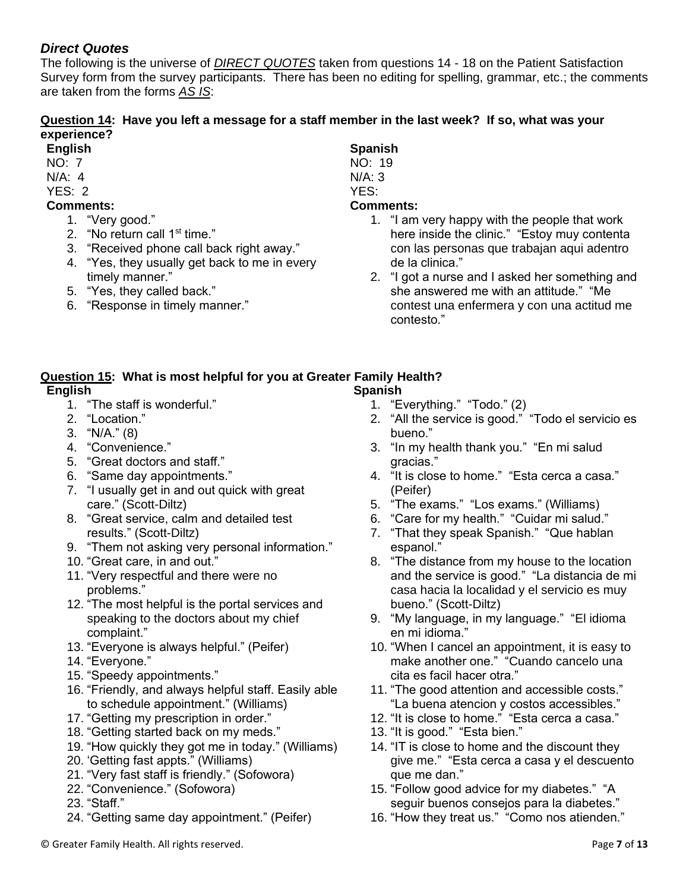### *Direct Quotes*

The following is the universe of ***DIRECT QUOTES*** taken from questions 14 - 18 on the Patient Satisfaction Survey form from the survey participants. There has been no editing for spelling, grammar, etc.; the comments are taken from the forms ***AS IS***:

**Question 14: Have you left a message for a staff member in the last week? If so, what was your experience?**

**English**

NO: 7
N/A: 4
YES: 2

**Comments:**

1. "Very good."
2. "No return call 1st time."
3. "Received phone call back right away."
4. "Yes, they usually get back to me in every timely manner."
5. "Yes, they called back."
6. "Response in timely manner."

**Spanish**

NO: 19
N/A: 3
YES:

**Comments:**

1. "I am very happy with the people that work here inside the clinic." "Estoy muy contenta con las personas que trabajan aqui adentro de la clinica."
2. "I got a nurse and I asked her something and she answered me with an attitude." "Me contest una enfermera y con una actitud me contesto."

**Question 15: What is most helpful for you at Greater Family Health?**

**English**

1. "The staff is wonderful."
2. "Location."
3. "N/A." (8)
4. "Convenience."
5. "Great doctors and staff."
6. "Same day appointments."
7. "I usually get in and out quick with great care." (Scott-Diltz)
8. "Great service, calm and detailed test results." (Scott-Diltz)
9. "Them not asking very personal information."
10. "Great care, in and out."
11. "Very respectful and there were no problems."
12. "The most helpful is the portal services and speaking to the doctors about my chief complaint."
13. "Everyone is always helpful." (Peifer)
14. "Everyone."
15. "Speedy appointments."
16. "Friendly, and always helpful staff. Easily able to schedule appointment." (Williams)
17. "Getting my prescription in order."
18. "Getting started back on my meds."
19. "How quickly they got me in today." (Williams)
20. 'Getting fast appts." (Williams)
21. "Very fast staff is friendly." (Sofowora)
22. "Convenience." (Sofowora)
23. "Staff."
24. "Getting same day appointment." (Peifer)

**Spanish**

1. "Everything." "Todo." (2)
2. "All the service is good." "Todo el servicio es bueno."
3. "In my health thank you." "En mi salud gracias."
4. "It is close to home." "Esta cerca a casa." (Peifer)
5. "The exams." "Los exams." (Williams)
6. "Care for my health." "Cuidar mi salud."
7. "That they speak Spanish." "Que hablan espanol."
8. "The distance from my house to the location and the service is good." "La distancia de mi casa hacia la localidad y el servicio es muy bueno." (Scott-Diltz)
9. "My language, in my language." "El idioma en mi idioma."
10. "When I cancel an appointment, it is easy to make another one." "Cuando cancelo una cita es facil hacer otra."
11. "The good attention and accessible costs." "La buena atencion y costos accessibles."
12. "It is close to home." "Esta cerca a casa."
13. "It is good." "Esta bien."
14. "IT is close to home and the discount they give me." "Esta cerca a casa y el descuento que me dan."
15. "Follow good advice for my diabetes." "A seguir buenos consejos para la diabetes."
16. "How they treat us." "Como nos atienden."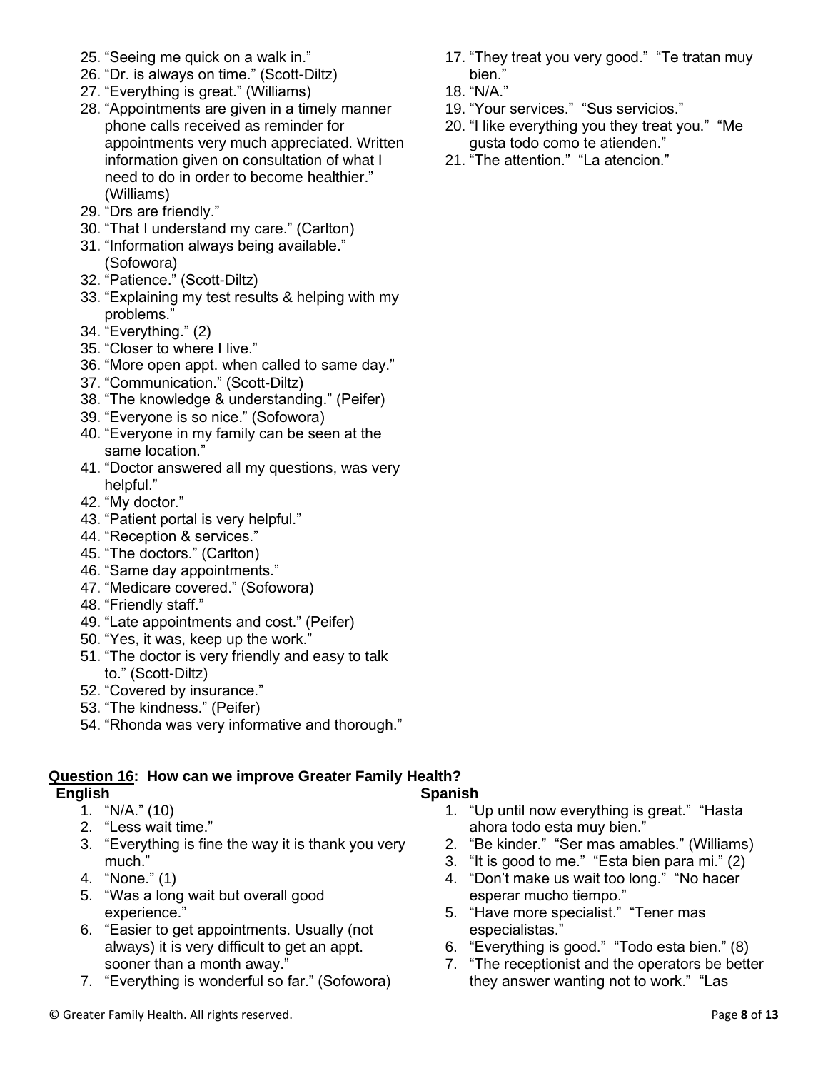25. "Seeing me quick on a walk in."
26. "Dr. is always on time." (Scott-Diltz)
27. "Everything is great." (Williams)
28. "Appointments are given in a timely manner phone calls received as reminder for appointments very much appreciated. Written information given on consultation of what I need to do in order to become healthier." (Williams)
29. "Drs are friendly."
30. "That I understand my care." (Carlton)
31. "Information always being available." (Sofowora)
32. "Patience." (Scott-Diltz)
33. "Explaining my test results & helping with my problems."
34. "Everything." (2)
35. "Closer to where I live."
36. "More open appt. when called to same day."
37. "Communication." (Scott-Diltz)
38. "The knowledge & understanding." (Peifer)
39. "Everyone is so nice." (Sofowora)
40. "Everyone in my family can be seen at the same location."
41. "Doctor answered all my questions, was very helpful."
42. "My doctor."
43. "Patient portal is very helpful."
44. "Reception & services."
45. "The doctors." (Carlton)
46. "Same day appointments."
47. "Medicare covered." (Sofowora)
48. "Friendly staff."
49. "Late appointments and cost." (Peifer)
50. "Yes, it was, keep up the work."
51. "The doctor is very friendly and easy to talk to." (Scott-Diltz)
52. "Covered by insurance."
53. "The kindness." (Peifer)
54. "Rhonda was very informative and thorough."

17. "They treat you very good." "Te tratan muy bien."
18. "N/A."
19. "Your services." "Sus servicios."
20. "I like everything you they treat you." "Me gusta todo como te atienden."
21. "The attention." "La atencion."

**Question 16: How can we improve Greater Family Health?**

**English**

1. "N/A." (10)
2. "Less wait time."
3. "Everything is fine the way it is thank you very much."
4. "None." (1)
5. "Was a long wait but overall good experience."
6. "Easier to get appointments. Usually (not always) it is very difficult to get an appt. sooner than a month away."
7. "Everything is wonderful so far." (Sofowora)

**Spanish**

1. "Up until now everything is great." "Hasta ahora todo esta muy bien."
2. "Be kinder." "Ser mas amables." (Williams)
3. "It is good to me." "Esta bien para mi." (2)
4. "Don't make us wait too long." "No hacer esperar mucho tiempo."
5. "Have more specialist." "Tener mas especialistas."
6. "Everything is good." "Todo esta bien." (8)
7. "The receptionist and the operators be better they answer wanting not to work." "Las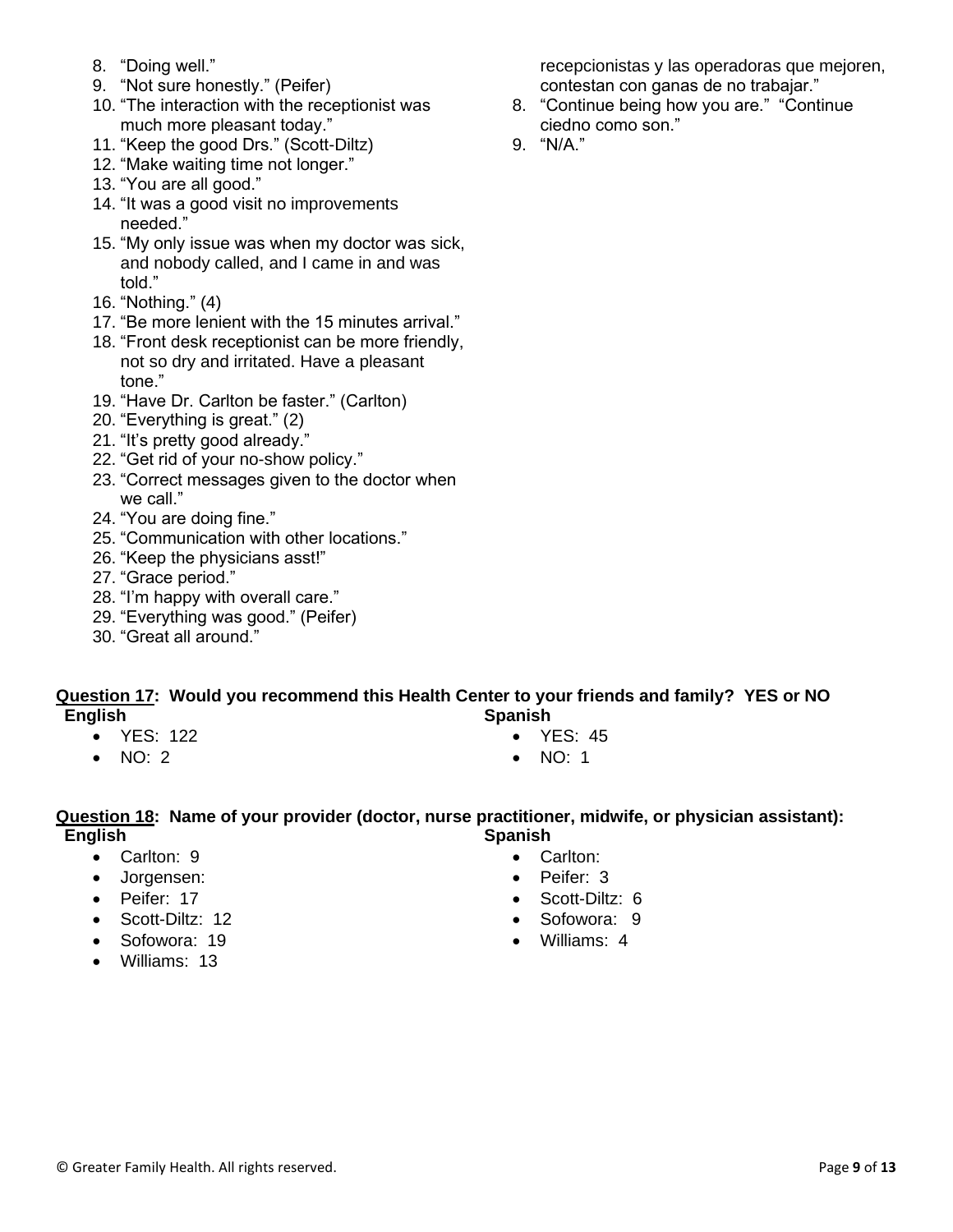8. "Doing well."
9. "Not sure honestly." (Peifer)
10. "The interaction with the receptionist was much more pleasant today."
11. "Keep the good Drs." (Scott-Diltz)
12. "Make waiting time not longer."
13. "You are all good."
14. "It was a good visit no improvements needed."
15. "My only issue was when my doctor was sick, and nobody called, and I came in and was told."
16. "Nothing." (4)
17. "Be more lenient with the 15 minutes arrival."
18. "Front desk receptionist can be more friendly, not so dry and irritated. Have a pleasant tone."
19. "Have Dr. Carlton be faster." (Carlton)
20. "Everything is great." (2)
21. "It's pretty good already."
22. "Get rid of your no-show policy."
23. "Correct messages given to the doctor when we call."
24. "You are doing fine."
25. "Communication with other locations."
26. "Keep the physicians asst!"
27. "Grace period."
28. "I'm happy with overall care."
29. "Everything was good." (Peifer)
30. "Great all around."

recepcionistas y las operadoras que mejoren, contestan con ganas de no trabajar."

8. "Continue being how you are." "Continue ciedno como son."
9. "N/A."

**Question 17: Would you recommend this Health Center to your friends and family? YES or NO**

**English**

- YES: 122
- NO: 2

**Spanish**

- YES: 45
- NO: 1

**Question 18: Name of your provider (doctor, nurse practitioner, midwife, or physician assistant):**

**English**

- Carlton: 9
- Jorgensen:
- Peifer: 17
- Scott-Diltz: 12
- Sofowora: 19
- Williams: 13

**Spanish**

- Carlton:
- Peifer: 3
- Scott-Diltz: 6
- Sofowora: 9
- Williams: 4

© Greater Family Health. All rights reserved.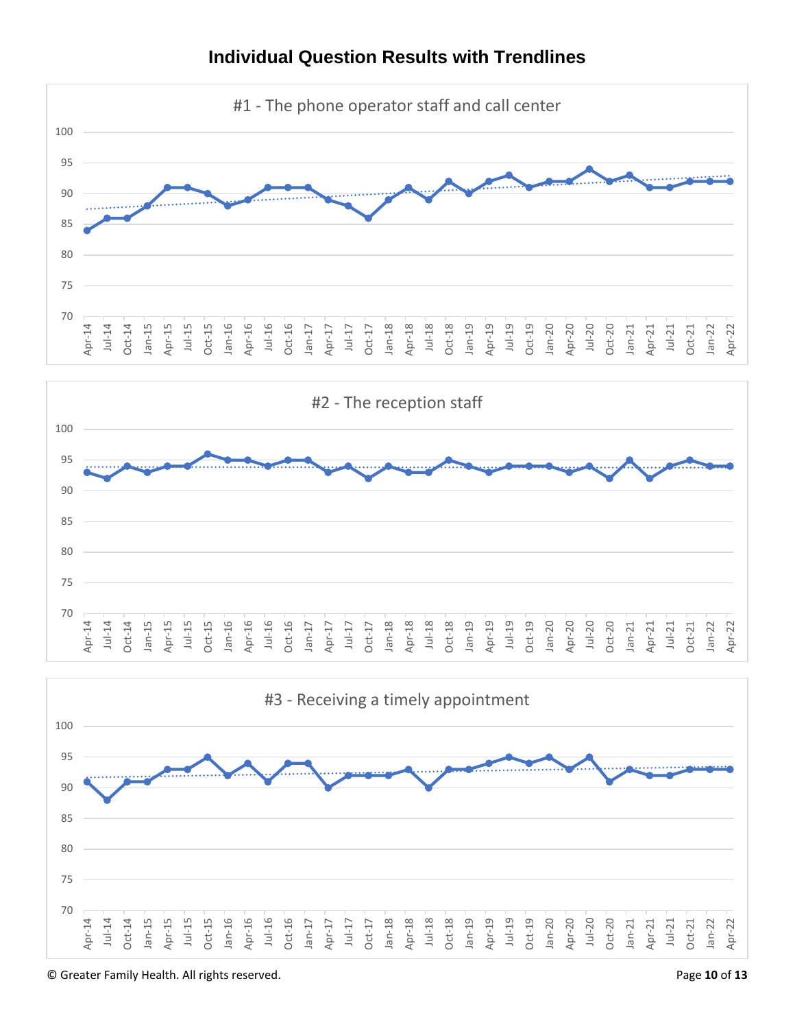# Individual Question Results with Trendlines

#1 - The phone operator staff and call center

#2 - The reception staff

#3 - Receiving a timely appointment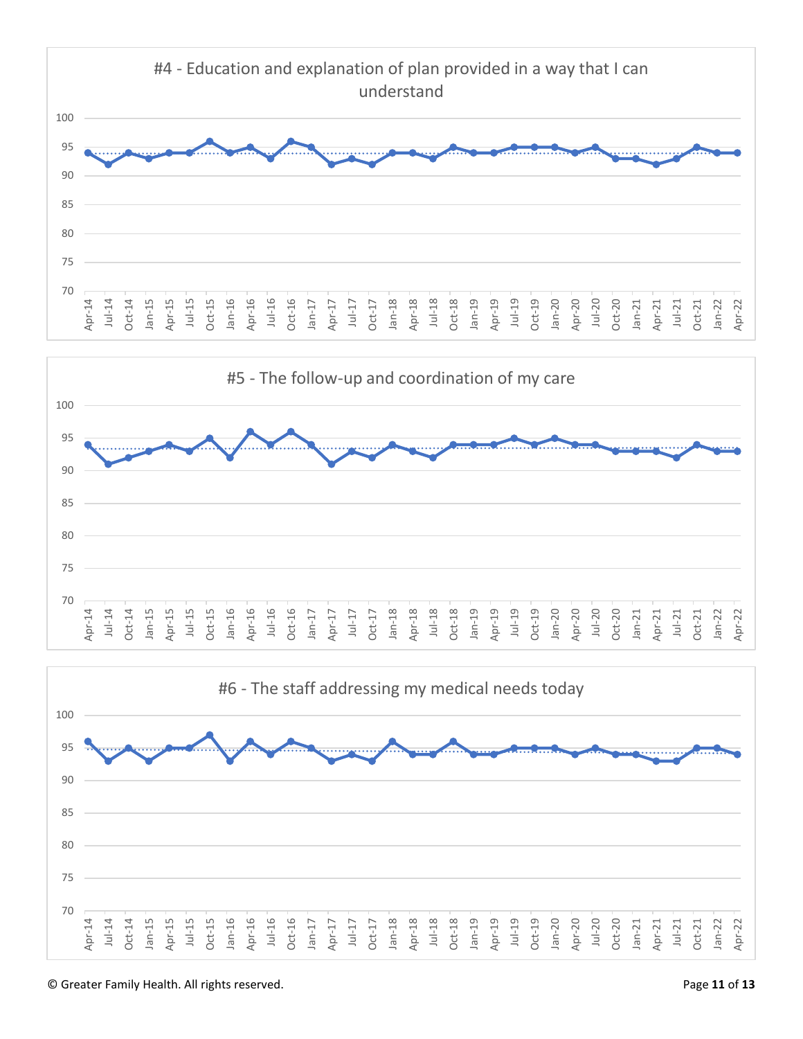#4 - Education and explanation of plan provided in a way that I can understand

#5 - The follow-up and coordination of my care

#6 - The staff addressing my medical needs today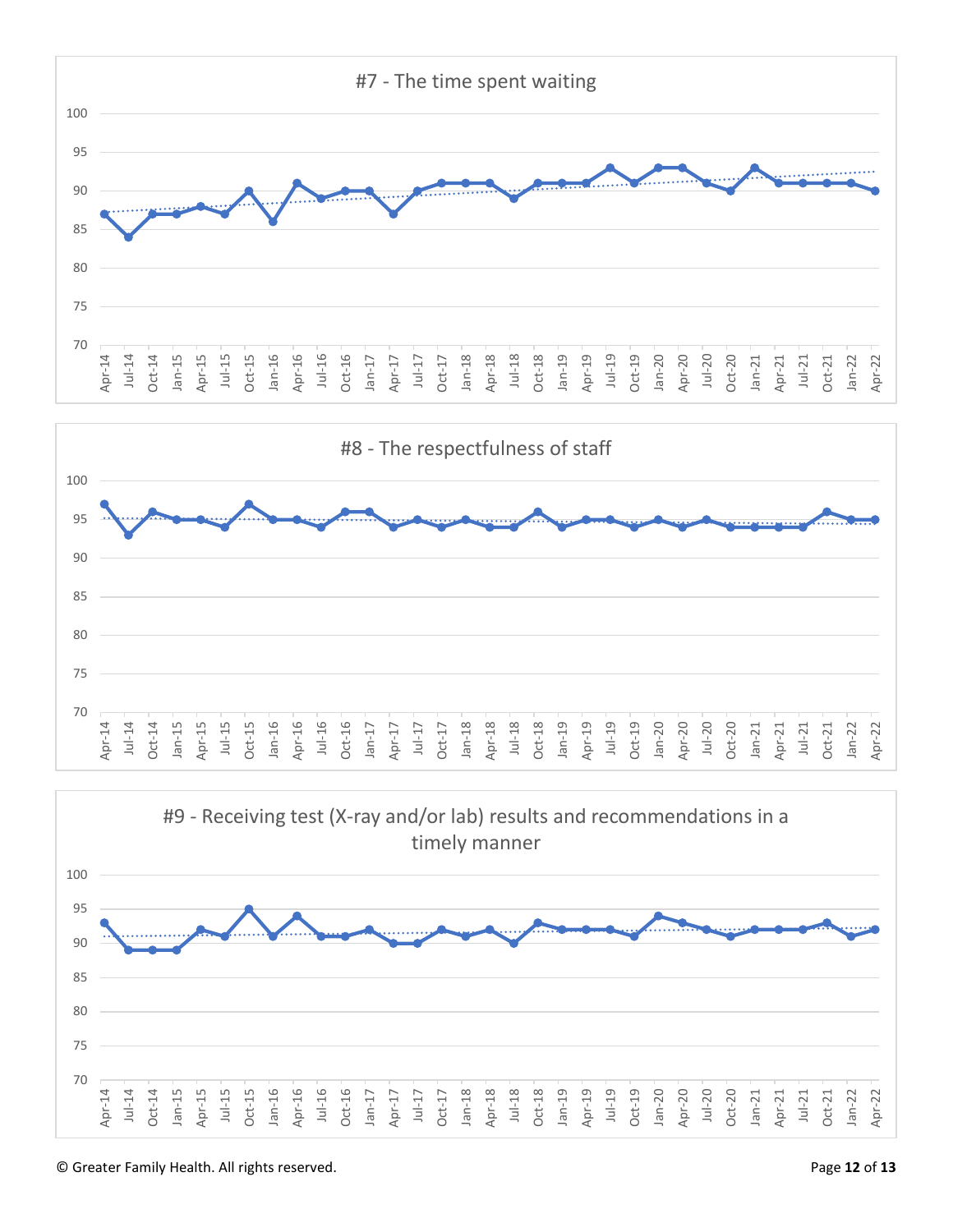#7 - The time spent waiting

#8 - The respectfulness of staff

#9 - Receiving test (X-ray and/or lab) results and recommendations in a timely manner

© Greater Family Health. All rights reserved.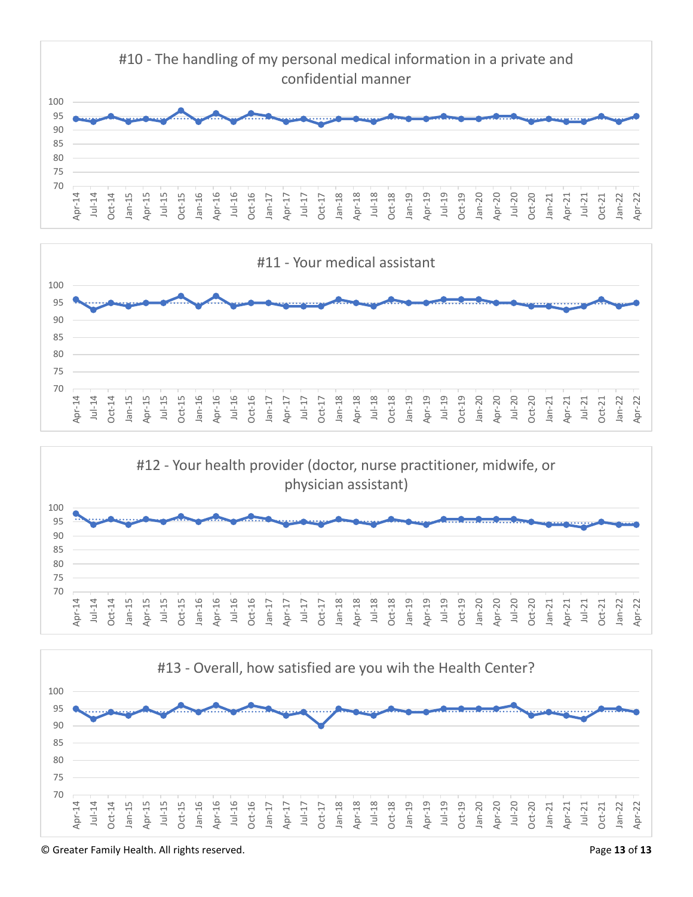#10 - The handling of my personal medical information in a private and confidential manner

100
95
90
85
80
75
70

Apr-14 Jul-14 Oct-14 Jan-15 Apr-15 Jul-15 Oct-15 Jan-16 Apr-16 Jul-16 Oct-16 Jan-17 Apr-17 Jul-17 Oct-17 Jan-18 Apr-18 Jul-18 Oct-18 Jan-19 Apr-19 Jul-19 Oct-19 Jan-20 Apr-20 Jul-20 Oct-20 Jan-21 Apr-21 Jul-21 Oct-21 Jan-22 Apr-22

#11 - Your medical assistant

100
95
90
85
80
75
70

Apr-14 Jul-14 Oct-14 Jan-15 Apr-15 Jul-15 Oct-15 Jan-16 Apr-16 Jul-16 Oct-16 Jan-17 Apr-17 Jul-17 Oct-17 Jan-18 Apr-18 Jul-18 Oct-18 Jan-19 Apr-19 Jul-19 Oct-19 Jan-20 Apr-20 Jul-20 Oct-20 Jan-21 Apr-21 Jul-21 Oct-21 Jan-22 Apr-22

#12 - Your health provider (doctor, nurse practitioner, midwife, or physician assistant)

100
95
90
85
80
75
70

Apr-14 Jul-14 Oct-14 Jan-15 Apr-15 Jul-15 Oct-15 Jan-16 Apr-16 Jul-16 Oct-16 Jan-17 Apr-17 Jul-17 Oct-17 Jan-18 Apr-18 Jul-18 Oct-18 Jan-19 Apr-19 Jul-19 Oct-19 Jan-20 Apr-20 Jul-20 Oct-20 Jan-21 Apr-21 Jul-21 Oct-21 Jan-22 Apr-22

#13 - Overall, how satisfied are you wih the Health Center?

100
95
90
85
80
75
70

Apr-14 Jul-14 Oct-14 Jan-15 Apr-15 Jul-15 Oct-15 Jan-16 Apr-16 Jul-16 Oct-16 Jan-17 Apr-17 Jul-17 Oct-17 Jan-18 Apr-18 Jul-18 Oct-18 Jan-19 Apr-19 Jul-19 Oct-19 Jan-20 Apr-20 Jul-20 Oct-20 Jan-21 Apr-21 Jul-21 Oct-21 Jan-22 Apr-22

© Greater Family Health. All rights reserved.